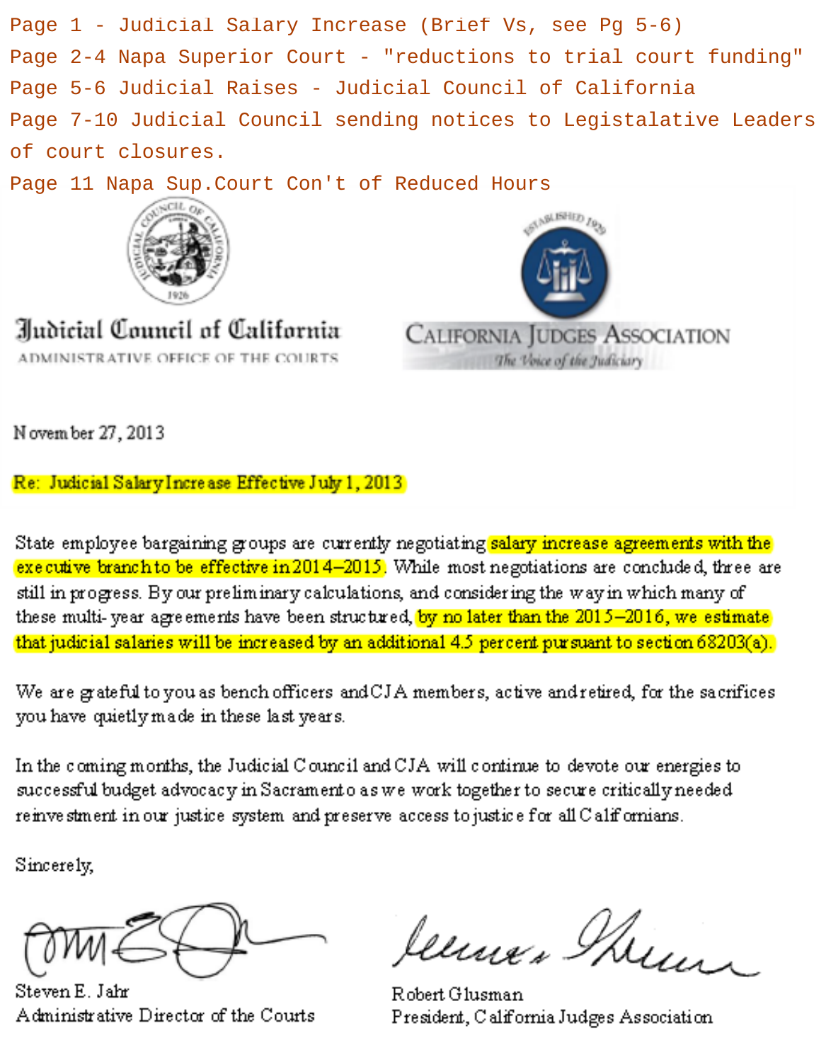Page 1 - Judicial Salary Increase (Brief Vs, see Pg 5-6)
Page 2-4 Napa Superior Court - "reductions to trial court funding"
Page 5-6 Judicial Raises - Judicial Council of California
Page 7-10 Judicial Council sending notices to Legistalative Leaders of court closures.
Page 11 Napa Sup.Court Con't of Reduced Hours

**Judicial Council of California**
ADMINISTRATIVE OFFICE OF THE COURTS

**CALIFORNIA JUDGES ASSOCIATION**
*The Voice of the Judiciary*
ESTABLISHED 1929

November 27, 2013

**Re: Judicial Salary Increase Effective July 1, 2013**

State employee bargaining groups are currently negotiating salary increase agreements with the executive branch to be effective in 2014–2015. While most negotiations are concluded, three are still in progress. By our preliminary calculations, and considering the way in which many of these multi-year agreements have been structured, by no later than the 2015–2016, we estimate that judicial salaries will be increased by an additional 4.5 percent pursuant to section 68203(a).

We are grateful to you as bench officers and CJA members, active and retired, for the sacrifices you have quietly made in these last years.

In the coming months, the Judicial Council and CJA will continue to devote our energies to successful budget advocacy in Sacramento as we work together to secure critically needed reinvestment in our justice system and preserve access to justice for all Californians.

Sincerely,

Steven E. Jahr
Administrative Director of the Courts

Robert Glusman
President, California Judges Association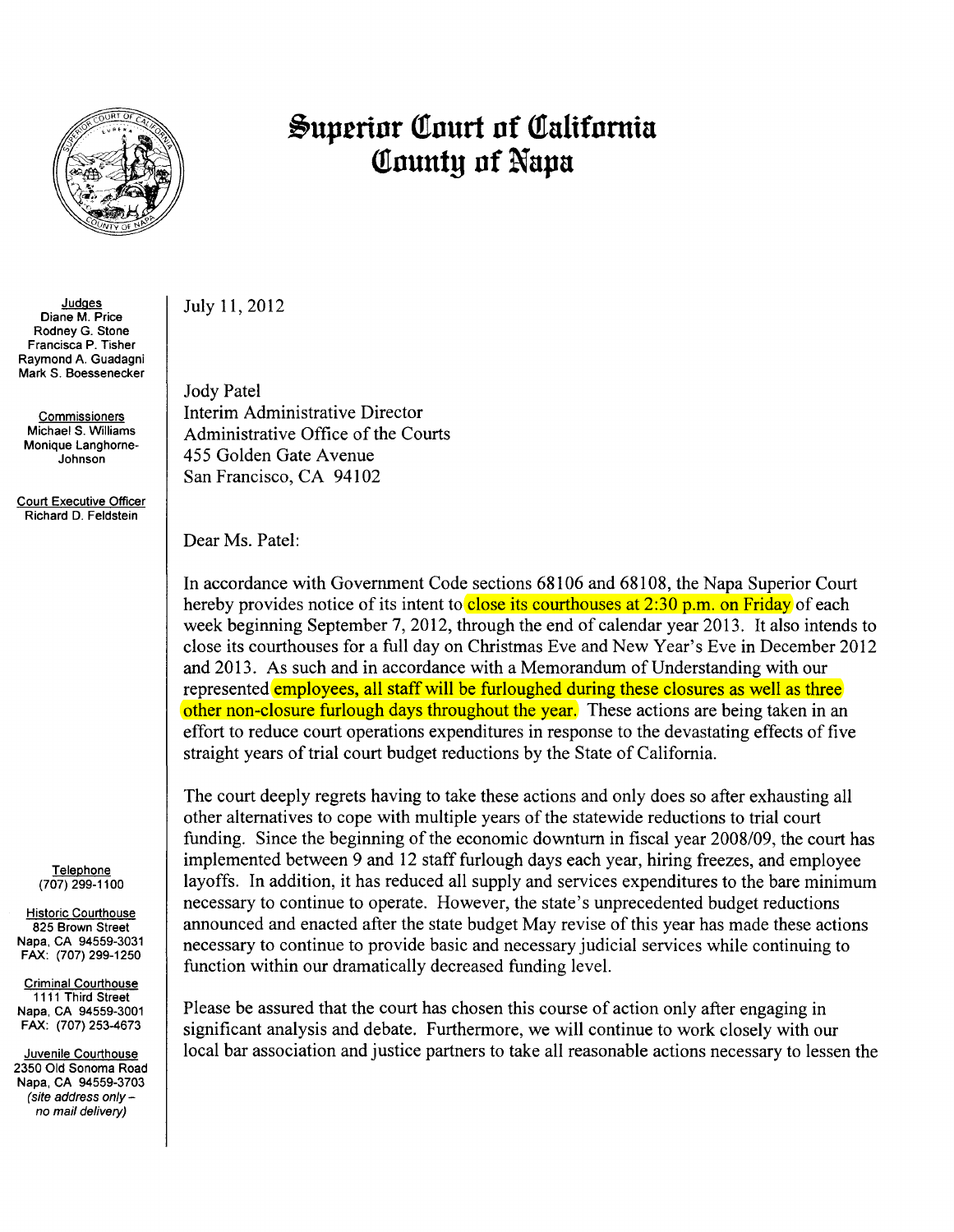# Superior Court of California
# County of Napa

**Judges**
Diane M. Price
Rodney G. Stone
Francisca P. Tisher
Raymond A. Guadagni
Mark S. Boessenecker

**Commissioners**
Michael S. Williams
Monique Langhorne-Johnson

**Court Executive Officer**
Richard D. Feldstein

**Telephone**
(707) 299-1100

**Historic Courthouse**
825 Brown Street
Napa, CA 94559-3031
FAX: (707) 299-1250

**Criminal Courthouse**
1111 Third Street
Napa, CA 94559-3001
FAX: (707) 253-4673

**Juvenile Courthouse**
2350 Old Sonoma Road
Napa, CA 94559-3703
*(site address only – no mail delivery)*

July 11, 2012

Jody Patel
Interim Administrative Director
Administrative Office of the Courts
455 Golden Gate Avenue
San Francisco, CA 94102

Dear Ms. Patel:

In accordance with Government Code sections 68106 and 68108, the Napa Superior Court hereby provides notice of its intent to close its courthouses at 2:30 p.m. on Friday of each week beginning September 7, 2012, through the end of calendar year 2013. It also intends to close its courthouses for a full day on Christmas Eve and New Year's Eve in December 2012 and 2013. As such and in accordance with a Memorandum of Understanding with our represented employees, all staff will be furloughed during these closures as well as three other non-closure furlough days throughout the year. These actions are being taken in an effort to reduce court operations expenditures in response to the devastating effects of five straight years of trial court budget reductions by the State of California.

The court deeply regrets having to take these actions and only does so after exhausting all other alternatives to cope with multiple years of the statewide reductions to trial court funding. Since the beginning of the economic downturn in fiscal year 2008/09, the court has implemented between 9 and 12 staff furlough days each year, hiring freezes, and employee layoffs. In addition, it has reduced all supply and services expenditures to the bare minimum necessary to continue to operate. However, the state's unprecedented budget reductions announced and enacted after the state budget May revise of this year has made these actions necessary to continue to provide basic and necessary judicial services while continuing to function within our dramatically decreased funding level.

Please be assured that the court has chosen this course of action only after engaging in significant analysis and debate. Furthermore, we will continue to work closely with our local bar association and justice partners to take all reasonable actions necessary to lessen the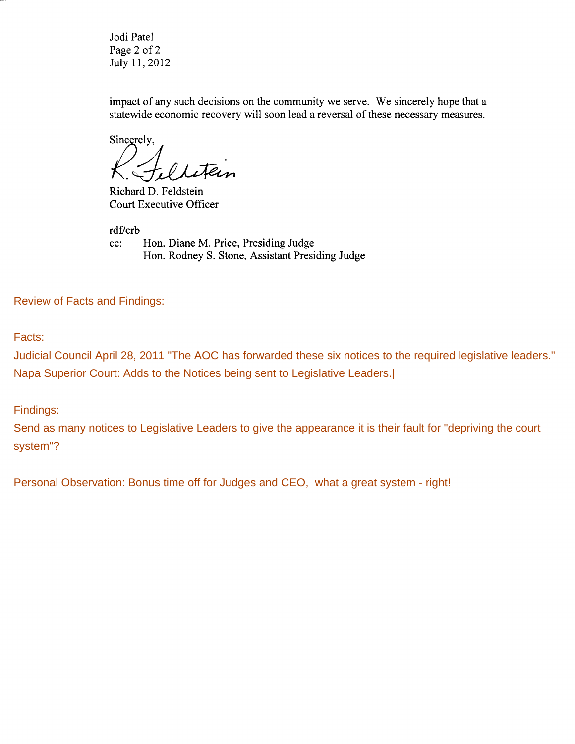Jodi Patel
Page 2 of 2
July 11, 2012

impact of any such decisions on the community we serve. We sincerely hope that a statewide economic recovery will soon lead a reversal of these necessary measures.

Sincerely,

Richard D. Feldstein
Court Executive Officer

rdf/crb
cc: Hon. Diane M. Price, Presiding Judge
Hon. Rodney S. Stone, Assistant Presiding Judge

Review of Facts and Findings:

Facts:

Judicial Council April 28, 2011 "The AOC has forwarded these six notices to the required legislative leaders."

Napa Superior Court: Adds to the Notices being sent to Legislative Leaders.|

Findings:

Send as many notices to Legislative Leaders to give the appearance it is their fault for "depriving the court system"?

Personal Observation: Bonus time off for Judges and CEO, what a great system - right!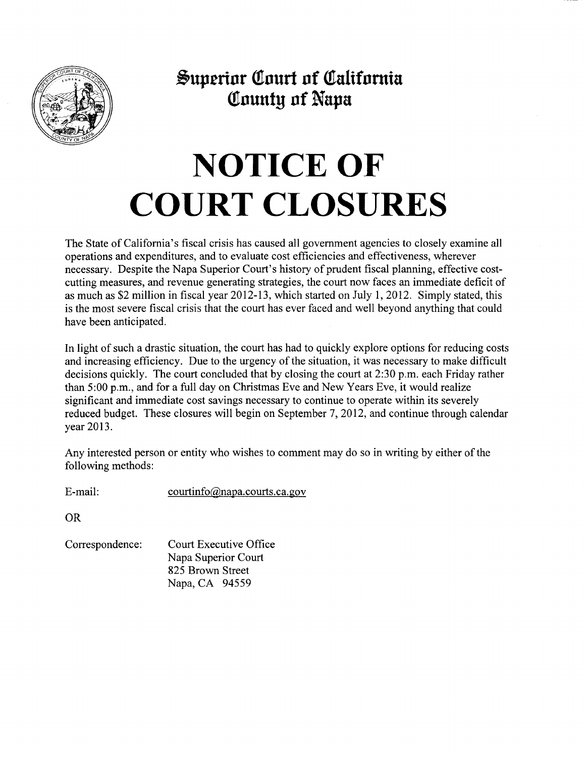# Superior Court of California
## County of Napa

# NOTICE OF COURT CLOSURES

The State of California's fiscal crisis has caused all government agencies to closely examine all operations and expenditures, and to evaluate cost efficiencies and effectiveness, wherever necessary. Despite the Napa Superior Court's history of prudent fiscal planning, effective cost-cutting measures, and revenue generating strategies, the court now faces an immediate deficit of as much as $2 million in fiscal year 2012-13, which started on July 1, 2012. Simply stated, this is the most severe fiscal crisis that the court has ever faced and well beyond anything that could have been anticipated.

In light of such a drastic situation, the court has had to quickly explore options for reducing costs and increasing efficiency. Due to the urgency of the situation, it was necessary to make difficult decisions quickly. The court concluded that by closing the court at 2:30 p.m. each Friday rather than 5:00 p.m., and for a full day on Christmas Eve and New Years Eve, it would realize significant and immediate cost savings necessary to continue to operate within its severely reduced budget. These closures will begin on September 7, 2012, and continue through calendar year 2013.

Any interested person or entity who wishes to comment may do so in writing by either of the following methods:

E-mail: courtinfo@napa.courts.ca.gov

OR

Correspondence: Court Executive Office
Napa Superior Court
825 Brown Street
Napa, CA 94559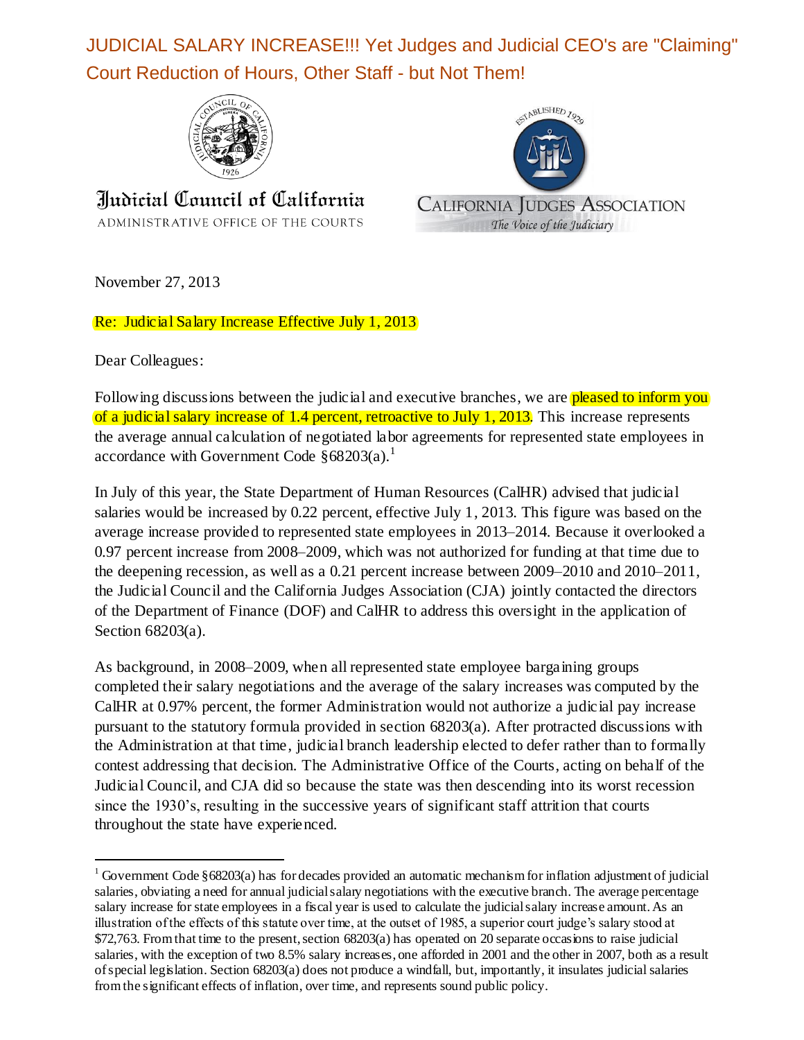JUDICIAL SALARY INCREASE!!! Yet Judges and Judicial CEO's are "Claiming" Court Reduction of Hours, Other Staff - but Not Them!

Judicial Council of California

ADMINISTRATIVE OFFICE OF THE COURTS

CALIFORNIA JUDGES ASSOCIATION

*The Voice of the Judiciary*

November 27, 2013

Re: Judicial Salary Increase Effective July 1, 2013

Dear Colleagues:

Following discussions between the judicial and executive branches, we are pleased to inform you of a judicial salary increase of 1.4 percent, retroactive to July 1, 2013. This increase represents the average annual calculation of negotiated labor agreements for represented state employees in accordance with Government Code §68203(a).[1]

In July of this year, the State Department of Human Resources (CalHR) advised that judicial salaries would be increased by 0.22 percent, effective July 1, 2013. This figure was based on the average increase provided to represented state employees in 2013–2014. Because it overlooked a 0.97 percent increase from 2008–2009, which was not authorized for funding at that time due to the deepening recession, as well as a 0.21 percent increase between 2009–2010 and 2010–2011, the Judicial Council and the California Judges Association (CJA) jointly contacted the directors of the Department of Finance (DOF) and CalHR to address this oversight in the application of Section 68203(a).

As background, in 2008–2009, when all represented state employee bargaining groups completed their salary negotiations and the average of the salary increases was computed by the CalHR at 0.97% percent, the former Administration would not authorize a judicial pay increase pursuant to the statutory formula provided in section 68203(a). After protracted discussions with the Administration at that time, judicial branch leadership elected to defer rather than to formally contest addressing that decision. The Administrative Office of the Courts, acting on behalf of the Judicial Council, and CJA did so because the state was then descending into its worst recession since the 1930's, resulting in the successive years of significant staff attrition that courts throughout the state have experienced.

[1] Government Code §68203(a) has for decades provided an automatic mechanism for inflation adjustment of judicial salaries, obviating a need for annual judicial salary negotiations with the executive branch. The average percentage salary increase for state employees in a fiscal year is used to calculate the judicial salary increase amount. As an illustration of the effects of this statute over time, at the outset of 1985, a superior court judge's salary stood at $72,763. From that time to the present, section 68203(a) has operated on 20 separate occasions to raise judicial salaries, with the exception of two 8.5% salary increases, one afforded in 2001 and the other in 2007, both as a result of special legislation. Section 68203(a) does not produce a windfall, but, importantly, it insulates judicial salaries from the significant effects of inflation, over time, and represents sound public policy.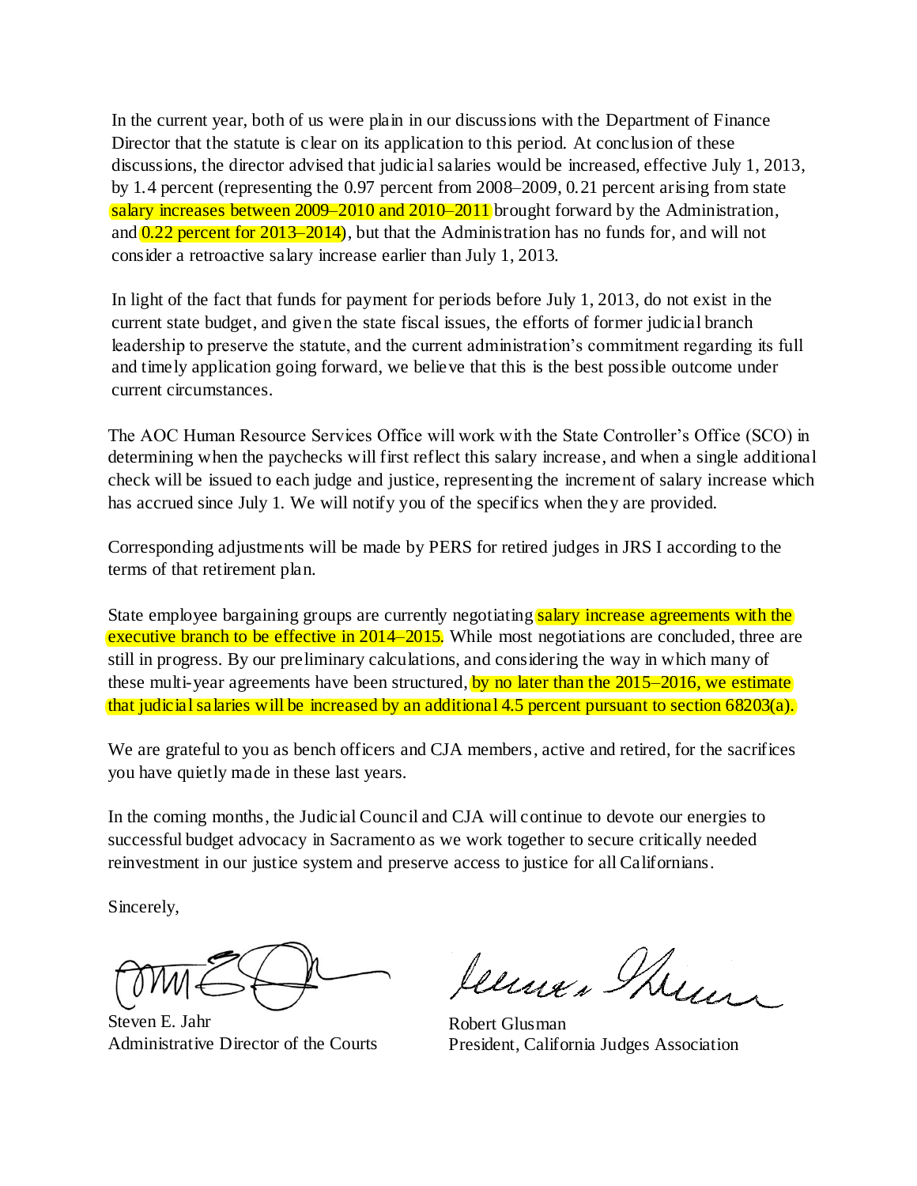In the current year, both of us were plain in our discussions with the Department of Finance Director that the statute is clear on its application to this period. At conclusion of these discussions, the director advised that judicial salaries would be increased, effective July 1, 2013, by 1.4 percent (representing the 0.97 percent from 2008–2009, 0.21 percent arising from state salary increases between 2009–2010 and 2010–2011 brought forward by the Administration, and 0.22 percent for 2013–2014), but that the Administration has no funds for, and will not consider a retroactive salary increase earlier than July 1, 2013.

In light of the fact that funds for payment for periods before July 1, 2013, do not exist in the current state budget, and given the state fiscal issues, the efforts of former judicial branch leadership to preserve the statute, and the current administration's commitment regarding its full and timely application going forward, we believe that this is the best possible outcome under current circumstances.

The AOC Human Resource Services Office will work with the State Controller's Office (SCO) in determining when the paychecks will first reflect this salary increase, and when a single additional check will be issued to each judge and justice, representing the increment of salary increase which has accrued since July 1. We will notify you of the specifics when they are provided.

Corresponding adjustments will be made by PERS for retired judges in JRS I according to the terms of that retirement plan.

State employee bargaining groups are currently negotiating salary increase agreements with the executive branch to be effective in 2014–2015. While most negotiations are concluded, three are still in progress. By our preliminary calculations, and considering the way in which many of these multi-year agreements have been structured, by no later than the 2015–2016, we estimate that judicial salaries will be increased by an additional 4.5 percent pursuant to section 68203(a).

We are grateful to you as bench officers and CJA members, active and retired, for the sacrifices you have quietly made in these last years.

In the coming months, the Judicial Council and CJA will continue to devote our energies to successful budget advocacy in Sacramento as we work together to secure critically needed reinvestment in our justice system and preserve access to justice for all Californians.

Sincerely,

Steven E. Jahr
Administrative Director of the Courts

Robert Glusman
President, California Judges Association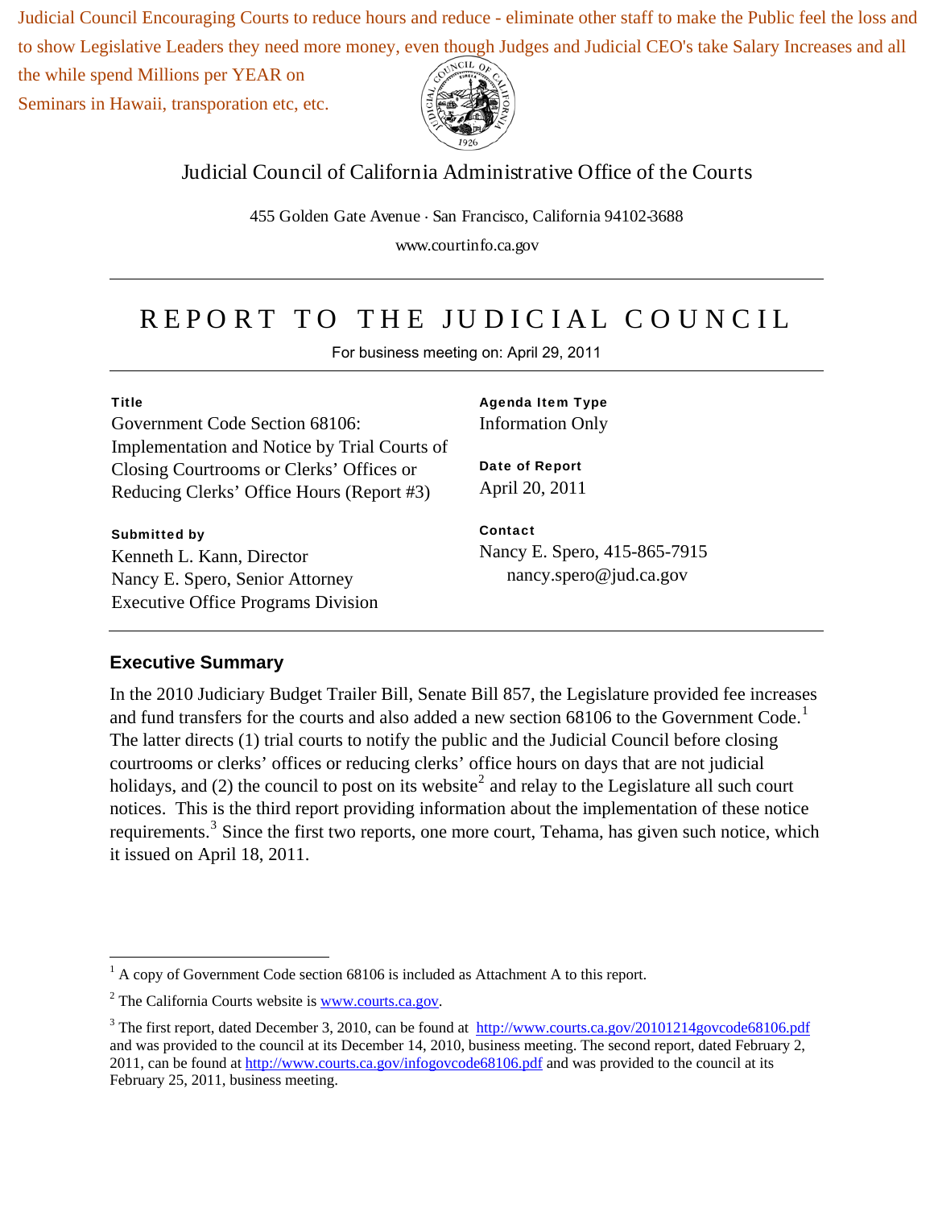Judicial Council Encouraging Courts to reduce hours and reduce - eliminate other staff to make the Public feel the loss and to show Legislative Leaders they need more money, even though Judges and Judicial CEO's take Salary Increases and all the while spend Millions per YEAR on Seminars in Hawaii, transporation etc, etc.

Judicial Council of California Administrative Office of the Courts

455 Golden Gate Avenue · San Francisco, California 94102-3688

www.courtinfo.ca.gov

# REPORT TO THE JUDICIAL COUNCIL

For business meeting on: April 29, 2011

**Title**
Government Code Section 68106: Implementation and Notice by Trial Courts of Closing Courtrooms or Clerks' Offices or Reducing Clerks' Office Hours (Report #3)

**Submitted by**
Kenneth L. Kann, Director
Nancy E. Spero, Senior Attorney
Executive Office Programs Division

**Agenda Item Type**
Information Only

**Date of Report**
April 20, 2011

**Contact**
Nancy E. Spero, 415-865-7915
nancy.spero@jud.ca.gov

## Executive Summary

In the 2010 Judiciary Budget Trailer Bill, Senate Bill 857, the Legislature provided fee increases and fund transfers for the courts and also added a new section 68106 to the Government Code.[1] The latter directs (1) trial courts to notify the public and the Judicial Council before closing courtrooms or clerks' offices or reducing clerks' office hours on days that are not judicial holidays, and (2) the council to post on its website[2] and relay to the Legislature all such court notices. This is the third report providing information about the implementation of these notice requirements.[3] Since the first two reports, one more court, Tehama, has given such notice, which it issued on April 18, 2011.

---

[1] A copy of Government Code section 68106 is included as Attachment A to this report.

[2] The California Courts website is www.courts.ca.gov.

[3] The first report, dated December 3, 2010, can be found at http://www.courts.ca.gov/20101214govcode68106.pdf and was provided to the council at its December 14, 2010, business meeting. The second report, dated February 2, 2011, can be found at http://www.courts.ca.gov/infogovcode68106.pdf and was provided to the council at its February 25, 2011, business meeting.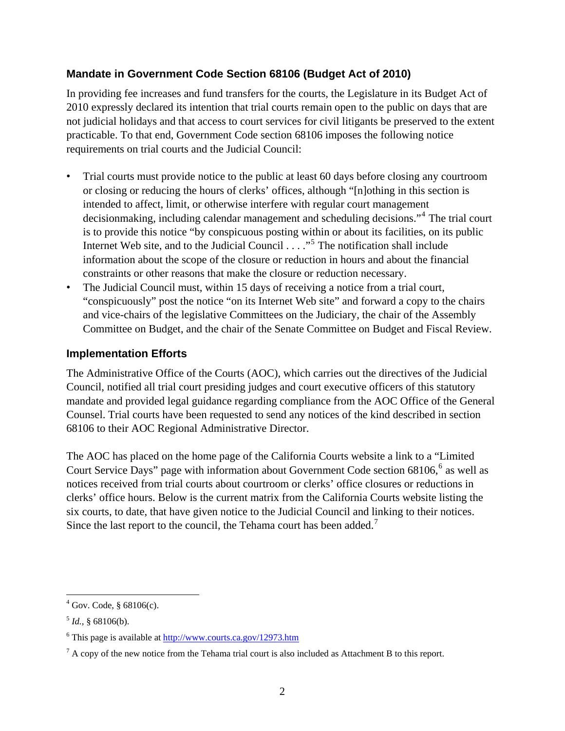### Mandate in Government Code Section 68106 (Budget Act of 2010)

In providing fee increases and fund transfers for the courts, the Legislature in its Budget Act of 2010 expressly declared its intention that trial courts remain open to the public on days that are not judicial holidays and that access to court services for civil litigants be preserved to the extent practicable. To that end, Government Code section 68106 imposes the following notice requirements on trial courts and the Judicial Council:

- Trial courts must provide notice to the public at least 60 days before closing any courtroom or closing or reducing the hours of clerks' offices, although "[n]othing in this section is intended to affect, limit, or otherwise interfere with regular court management decisionmaking, including calendar management and scheduling decisions."[4] The trial court is to provide this notice "by conspicuous posting within or about its facilities, on its public Internet Web site, and to the Judicial Council . . . ."[5] The notification shall include information about the scope of the closure or reduction in hours and about the financial constraints or other reasons that make the closure or reduction necessary.
- The Judicial Council must, within 15 days of receiving a notice from a trial court, "conspicuously" post the notice "on its Internet Web site" and forward a copy to the chairs and vice-chairs of the legislative Committees on the Judiciary, the chair of the Assembly Committee on Budget, and the chair of the Senate Committee on Budget and Fiscal Review.

### Implementation Efforts

The Administrative Office of the Courts (AOC), which carries out the directives of the Judicial Council, notified all trial court presiding judges and court executive officers of this statutory mandate and provided legal guidance regarding compliance from the AOC Office of the General Counsel. Trial courts have been requested to send any notices of the kind described in section 68106 to their AOC Regional Administrative Director.

The AOC has placed on the home page of the California Courts website a link to a "Limited Court Service Days" page with information about Government Code section 68106,[6] as well as notices received from trial courts about courtroom or clerks' office closures or reductions in clerks' office hours. Below is the current matrix from the California Courts website listing the six courts, to date, that have given notice to the Judicial Council and linking to their notices. Since the last report to the council, the Tehama court has been added.[7]

---

[4] Gov. Code, § 68106(c).

[5] *Id.*, § 68106(b).

[6] This page is available at http://www.courts.ca.gov/12973.htm

[7] A copy of the new notice from the Tehama trial court is also included as Attachment B to this report.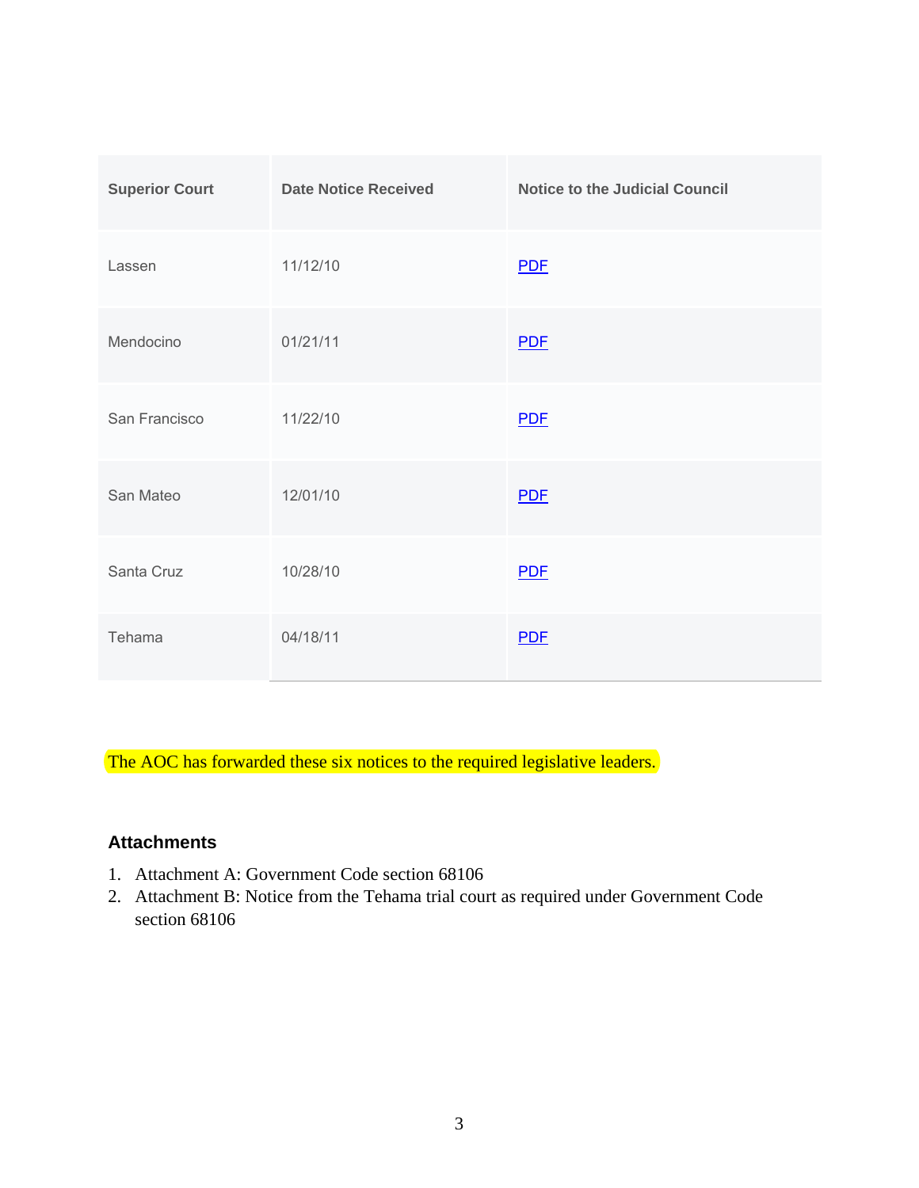| Superior Court | Date Notice Received | Notice to the Judicial Council |
| --- | --- | --- |
| Lassen | 11/12/10 | PDF |
| Mendocino | 01/21/11 | PDF |
| San Francisco | 11/22/10 | PDF |
| San Mateo | 12/01/10 | PDF |
| Santa Cruz | 10/28/10 | PDF |
| Tehama | 04/18/11 | PDF |

The AOC has forwarded these six notices to the required legislative leaders.

### Attachments

1. Attachment A: Government Code section 68106
2. Attachment B: Notice from the Tehama trial court as required under Government Code section 68106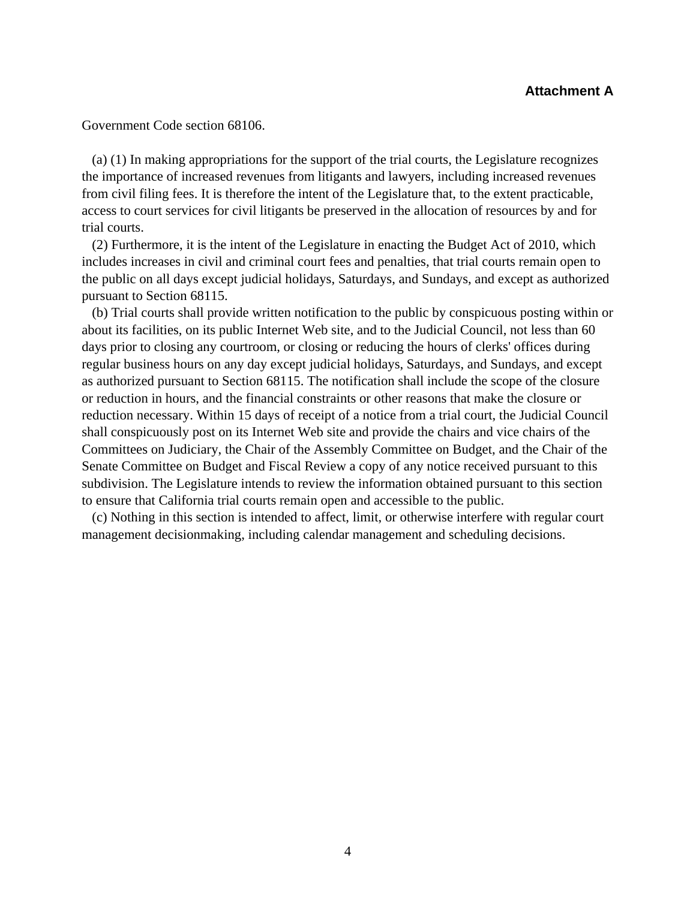**Attachment A**

Government Code section 68106.

(a) (1) In making appropriations for the support of the trial courts, the Legislature recognizes the importance of increased revenues from litigants and lawyers, including increased revenues from civil filing fees. It is therefore the intent of the Legislature that, to the extent practicable, access to court services for civil litigants be preserved in the allocation of resources by and for trial courts.

(2) Furthermore, it is the intent of the Legislature in enacting the Budget Act of 2010, which includes increases in civil and criminal court fees and penalties, that trial courts remain open to the public on all days except judicial holidays, Saturdays, and Sundays, and except as authorized pursuant to Section 68115.

(b) Trial courts shall provide written notification to the public by conspicuous posting within or about its facilities, on its public Internet Web site, and to the Judicial Council, not less than 60 days prior to closing any courtroom, or closing or reducing the hours of clerks' offices during regular business hours on any day except judicial holidays, Saturdays, and Sundays, and except as authorized pursuant to Section 68115. The notification shall include the scope of the closure or reduction in hours, and the financial constraints or other reasons that make the closure or reduction necessary. Within 15 days of receipt of a notice from a trial court, the Judicial Council shall conspicuously post on its Internet Web site and provide the chairs and vice chairs of the Committees on Judiciary, the Chair of the Assembly Committee on Budget, and the Chair of the Senate Committee on Budget and Fiscal Review a copy of any notice received pursuant to this subdivision. The Legislature intends to review the information obtained pursuant to this section to ensure that California trial courts remain open and accessible to the public.

(c) Nothing in this section is intended to affect, limit, or otherwise interfere with regular court management decisionmaking, including calendar management and scheduling decisions.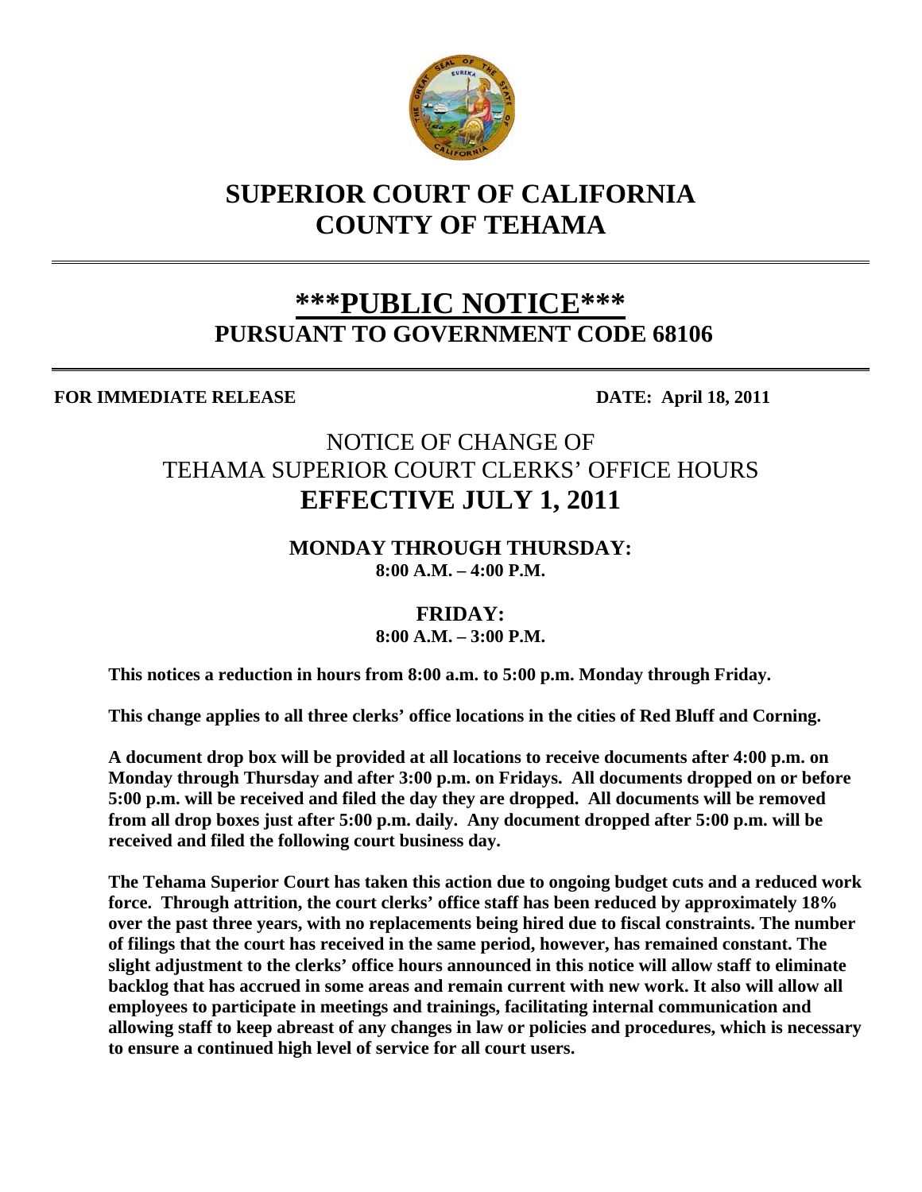# SUPERIOR COURT OF CALIFORNIA
# COUNTY OF TEHAMA

## ***PUBLIC NOTICE***
## PURSUANT TO GOVERNMENT CODE 68106

**FOR IMMEDIATE RELEASE** **DATE: April 18, 2011**

## NOTICE OF CHANGE OF TEHAMA SUPERIOR COURT CLERKS' OFFICE HOURS
## EFFECTIVE JULY 1, 2011

**MONDAY THROUGH THURSDAY:**
**8:00 A.M. – 4:00 P.M.**

**FRIDAY:**
**8:00 A.M. – 3:00 P.M.**

**This notices a reduction in hours from 8:00 a.m. to 5:00 p.m. Monday through Friday.**

**This change applies to all three clerks' office locations in the cities of Red Bluff and Corning.**

**A document drop box will be provided at all locations to receive documents after 4:00 p.m. on Monday through Thursday and after 3:00 p.m. on Fridays. All documents dropped on or before 5:00 p.m. will be received and filed the day they are dropped. All documents will be removed from all drop boxes just after 5:00 p.m. daily. Any document dropped after 5:00 p.m. will be received and filed the following court business day.**

**The Tehama Superior Court has taken this action due to ongoing budget cuts and a reduced work force. Through attrition, the court clerks' office staff has been reduced by approximately 18% over the past three years, with no replacements being hired due to fiscal constraints. The number of filings that the court has received in the same period, however, has remained constant. The slight adjustment to the clerks' office hours announced in this notice will allow staff to eliminate backlog that has accrued in some areas and remain current with new work. It also will allow all employees to participate in meetings and trainings, facilitating internal communication and allowing staff to keep abreast of any changes in law or policies and procedures, which is necessary to ensure a continued high level of service for all court users.**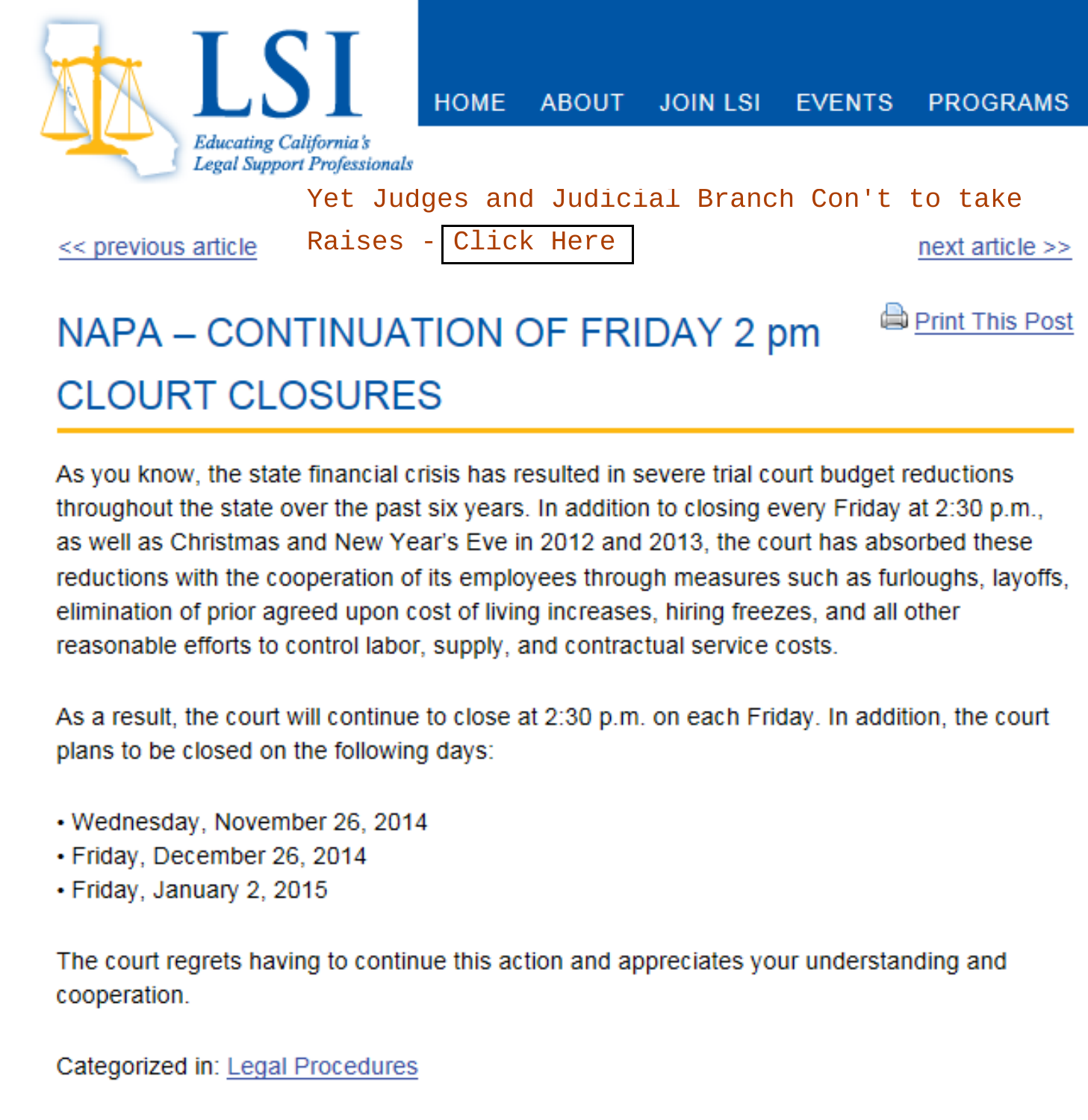LSI

*Educating California's Legal Support Professionals*

HOME ABOUT JOIN LSI EVENTS PROGRAMS

Yet Judges and Judicial Branch Con't to take Raises - Click Here

<< previous article

next article >>

Print This Post

# NAPA – CONTINUATION OF FRIDAY 2 pm CLOURT CLOSURES

As you know, the state financial crisis has resulted in severe trial court budget reductions throughout the state over the past six years. In addition to closing every Friday at 2:30 p.m., as well as Christmas and New Year's Eve in 2012 and 2013, the court has absorbed these reductions with the cooperation of its employees through measures such as furloughs, layoffs, elimination of prior agreed upon cost of living increases, hiring freezes, and all other reasonable efforts to control labor, supply, and contractual service costs.

As a result, the court will continue to close at 2:30 p.m. on each Friday. In addition, the court plans to be closed on the following days:

- Wednesday, November 26, 2014
- Friday, December 26, 2014
- Friday, January 2, 2015

The court regrets having to continue this action and appreciates your understanding and cooperation.

Categorized in: Legal Procedures